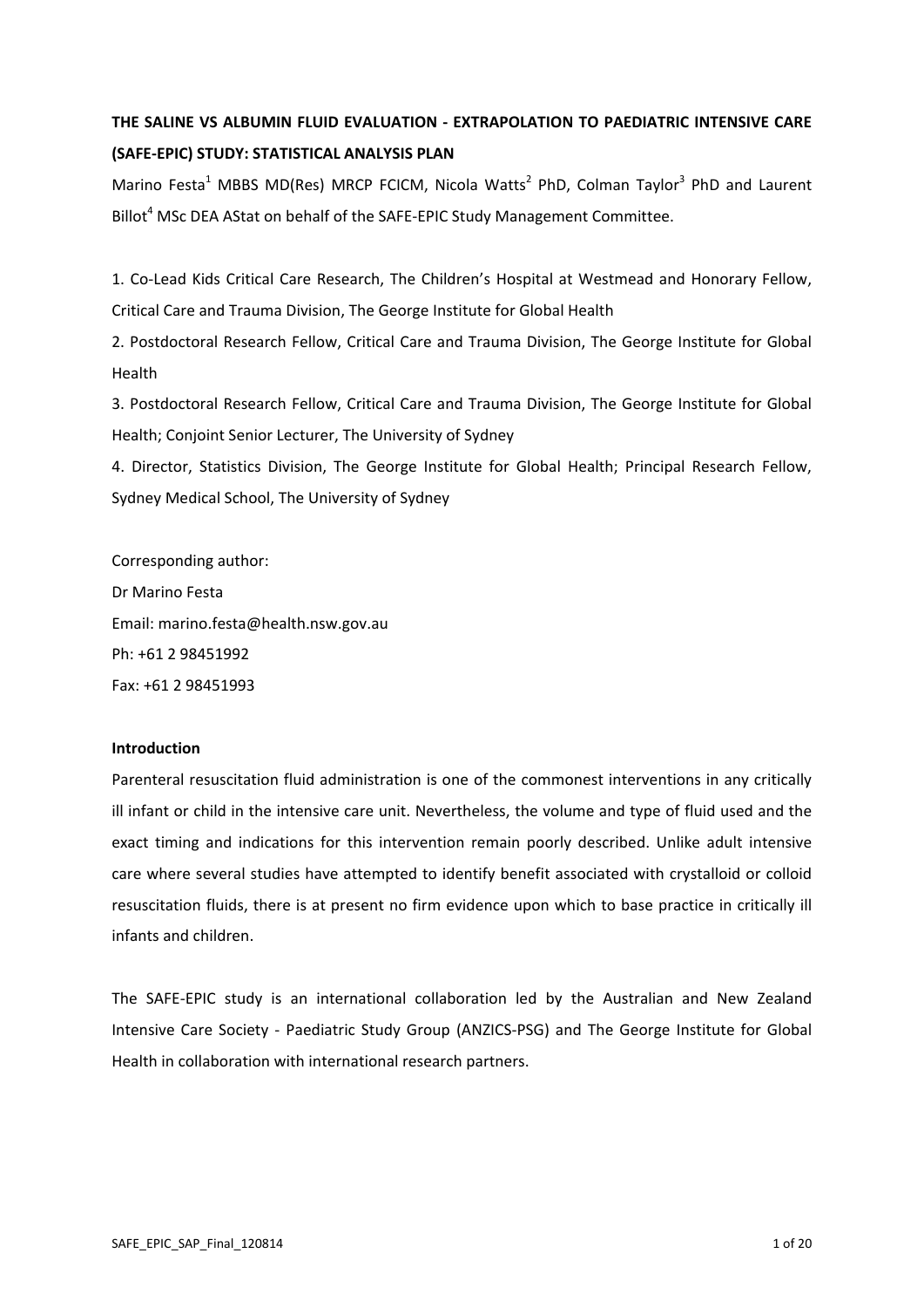# THE SALINE VS ALBUMIN FLUID EVALUATION - EXTRAPOLATION TO PAEDIATRIC INTENSIVE CARE (SAFE-EPIC) STUDY: STATISTICAL ANALYSIS PLAN

Marino Festa[1] MBBS MD(Res) MRCP FCICM, Nicola Watts[2] PhD, Colman Taylor[3] PhD and Laurent Billot[4] MSc DEA AStat on behalf of the SAFE-EPIC Study Management Committee.

1. Co-Lead Kids Critical Care Research, The Children's Hospital at Westmead and Honorary Fellow, Critical Care and Trauma Division, The George Institute for Global Health
2. Postdoctoral Research Fellow, Critical Care and Trauma Division, The George Institute for Global Health
3. Postdoctoral Research Fellow, Critical Care and Trauma Division, The George Institute for Global Health; Conjoint Senior Lecturer, The University of Sydney
4. Director, Statistics Division, The George Institute for Global Health; Principal Research Fellow, Sydney Medical School, The University of Sydney

Corresponding author:
Dr Marino Festa
Email: marino.festa@health.nsw.gov.au
Ph: +61 2 98451992
Fax: +61 2 98451993

**Introduction**

Parenteral resuscitation fluid administration is one of the commonest interventions in any critically ill infant or child in the intensive care unit. Nevertheless, the volume and type of fluid used and the exact timing and indications for this intervention remain poorly described. Unlike adult intensive care where several studies have attempted to identify benefit associated with crystalloid or colloid resuscitation fluids, there is at present no firm evidence upon which to base practice in critically ill infants and children.

The SAFE-EPIC study is an international collaboration led by the Australian and New Zealand Intensive Care Society - Paediatric Study Group (ANZICS-PSG) and The George Institute for Global Health in collaboration with international research partners.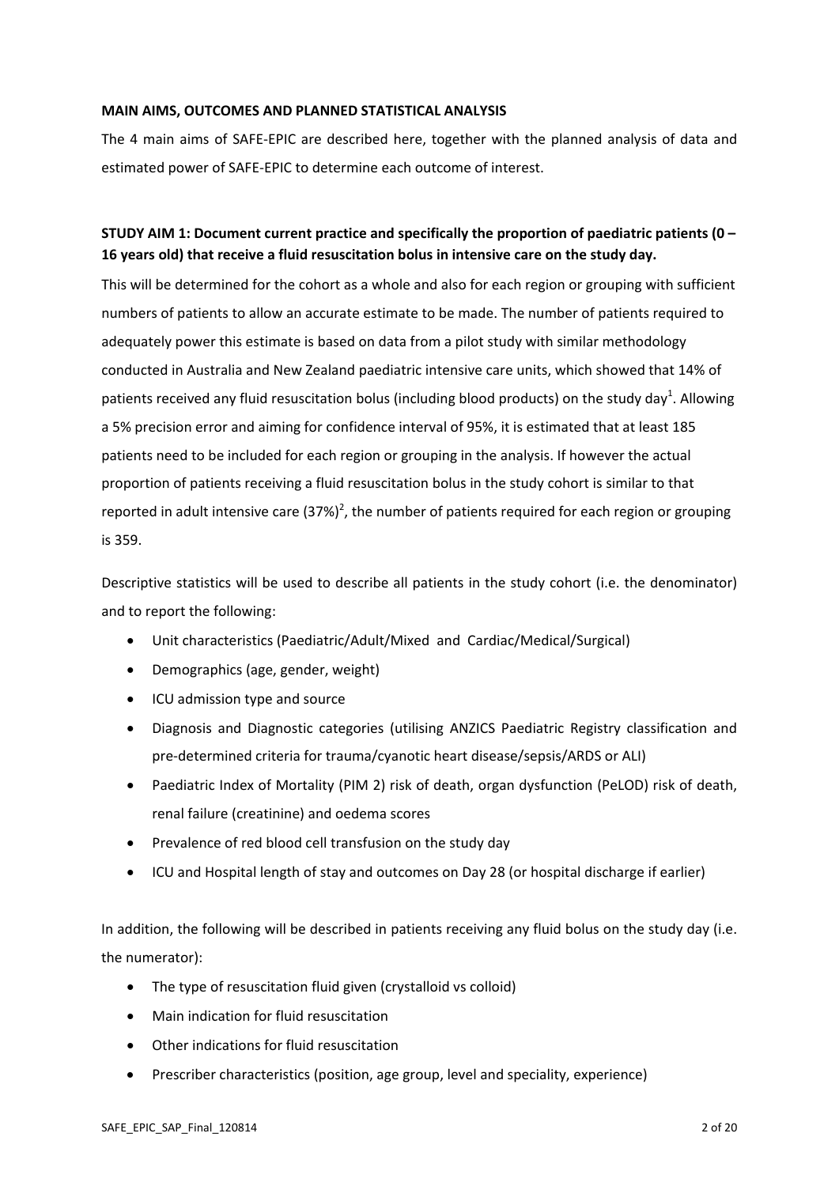**MAIN AIMS, OUTCOMES AND PLANNED STATISTICAL ANALYSIS**

The 4 main aims of SAFE-EPIC are described here, together with the planned analysis of data and estimated power of SAFE-EPIC to determine each outcome of interest.

**STUDY AIM 1: Document current practice and specifically the proportion of paediatric patients (0 – 16 years old) that receive a fluid resuscitation bolus in intensive care on the study day.**

This will be determined for the cohort as a whole and also for each region or grouping with sufficient numbers of patients to allow an accurate estimate to be made. The number of patients required to adequately power this estimate is based on data from a pilot study with similar methodology conducted in Australia and New Zealand paediatric intensive care units, which showed that 14% of patients received any fluid resuscitation bolus (including blood products) on the study day[1]. Allowing a 5% precision error and aiming for confidence interval of 95%, it is estimated that at least 185 patients need to be included for each region or grouping in the analysis. If however the actual proportion of patients receiving a fluid resuscitation bolus in the study cohort is similar to that reported in adult intensive care (37%)[2], the number of patients required for each region or grouping is 359.

Descriptive statistics will be used to describe all patients in the study cohort (i.e. the denominator) and to report the following:

- Unit characteristics (Paediatric/Adult/Mixed and Cardiac/Medical/Surgical)
- Demographics (age, gender, weight)
- ICU admission type and source
- Diagnosis and Diagnostic categories (utilising ANZICS Paediatric Registry classification and pre-determined criteria for trauma/cyanotic heart disease/sepsis/ARDS or ALI)
- Paediatric Index of Mortality (PIM 2) risk of death, organ dysfunction (PeLOD) risk of death, renal failure (creatinine) and oedema scores
- Prevalence of red blood cell transfusion on the study day
- ICU and Hospital length of stay and outcomes on Day 28 (or hospital discharge if earlier)

In addition, the following will be described in patients receiving any fluid bolus on the study day (i.e. the numerator):

- The type of resuscitation fluid given (crystalloid vs colloid)
- Main indication for fluid resuscitation
- Other indications for fluid resuscitation
- Prescriber characteristics (position, age group, level and speciality, experience)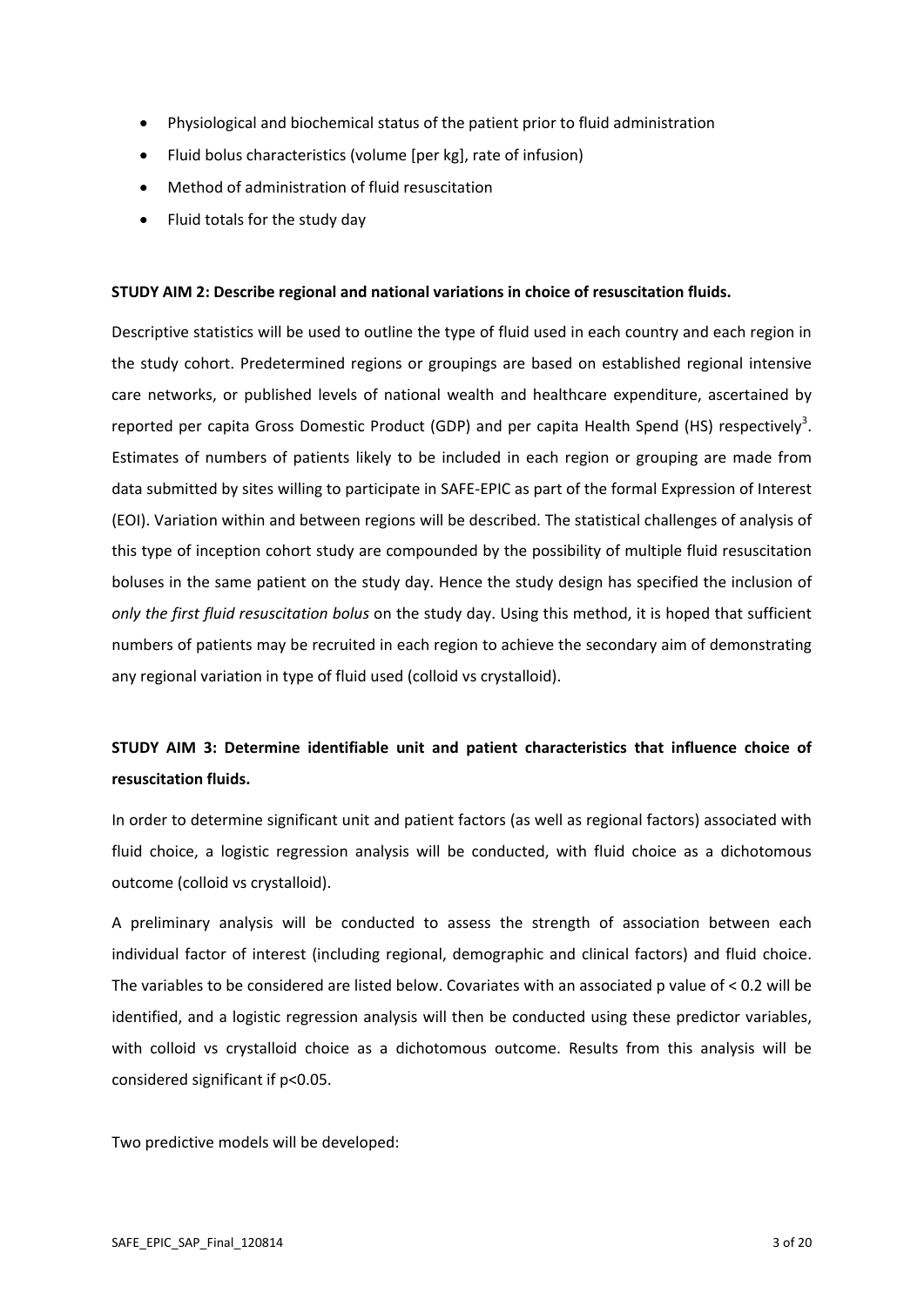- Physiological and biochemical status of the patient prior to fluid administration
- Fluid bolus characteristics (volume [per kg], rate of infusion)
- Method of administration of fluid resuscitation
- Fluid totals for the study day

**STUDY AIM 2: Describe regional and national variations in choice of resuscitation fluids.**

Descriptive statistics will be used to outline the type of fluid used in each country and each region in the study cohort. Predetermined regions or groupings are based on established regional intensive care networks, or published levels of national wealth and healthcare expenditure, ascertained by reported per capita Gross Domestic Product (GDP) and per capita Health Spend (HS) respectively[3]. Estimates of numbers of patients likely to be included in each region or grouping are made from data submitted by sites willing to participate in SAFE-EPIC as part of the formal Expression of Interest (EOI). Variation within and between regions will be described. The statistical challenges of analysis of this type of inception cohort study are compounded by the possibility of multiple fluid resuscitation boluses in the same patient on the study day. Hence the study design has specified the inclusion of *only the first fluid resuscitation bolus* on the study day. Using this method, it is hoped that sufficient numbers of patients may be recruited in each region to achieve the secondary aim of demonstrating any regional variation in type of fluid used (colloid vs crystalloid).

**STUDY AIM 3: Determine identifiable unit and patient characteristics that influence choice of resuscitation fluids.**

In order to determine significant unit and patient factors (as well as regional factors) associated with fluid choice, a logistic regression analysis will be conducted, with fluid choice as a dichotomous outcome (colloid vs crystalloid).

A preliminary analysis will be conducted to assess the strength of association between each individual factor of interest (including regional, demographic and clinical factors) and fluid choice. The variables to be considered are listed below. Covariates with an associated p value of $< 0.2$ will be identified, and a logistic regression analysis will then be conducted using these predictor variables, with colloid vs crystalloid choice as a dichotomous outcome. Results from this analysis will be considered significant if $p<0.05$.

Two predictive models will be developed: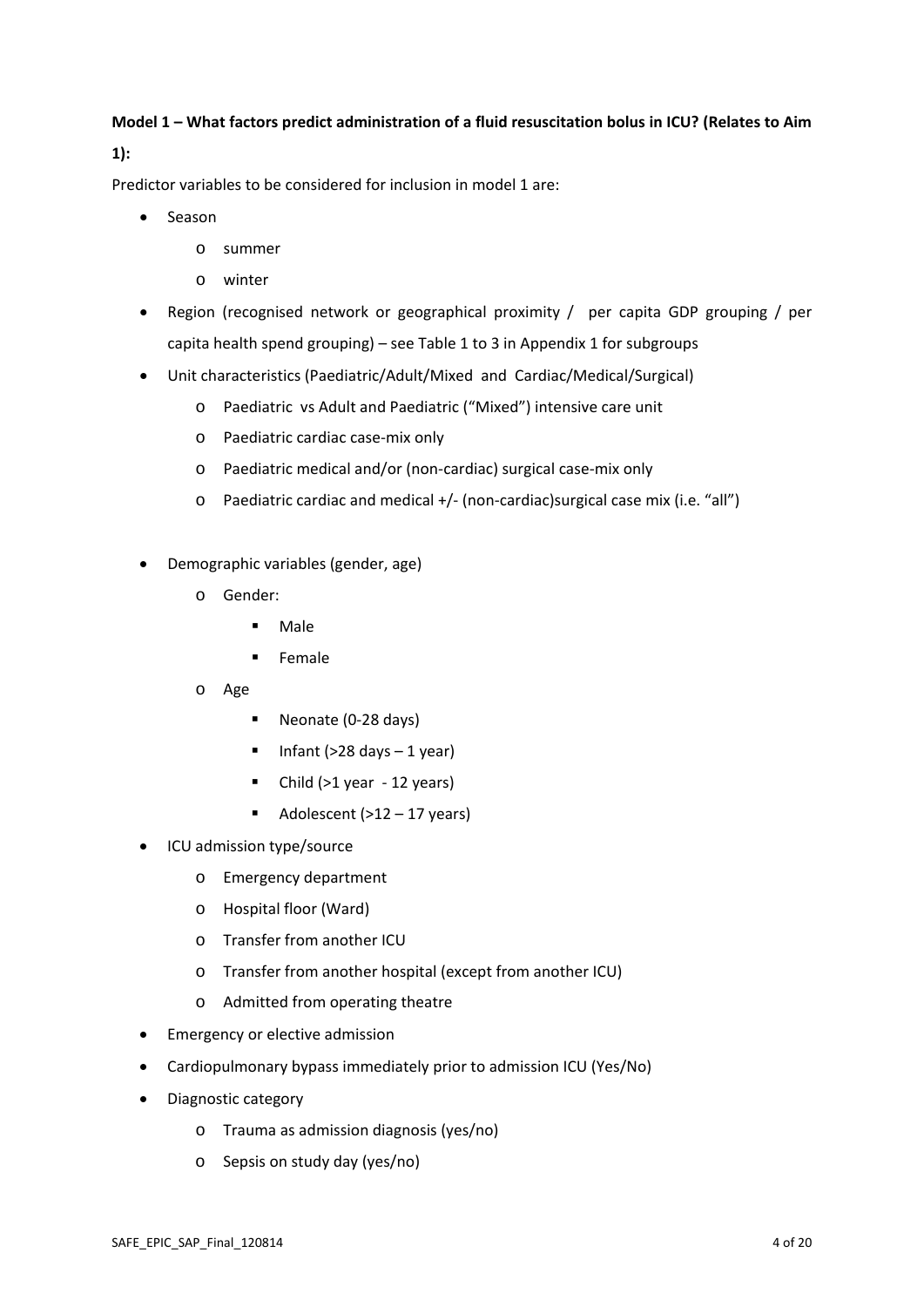**Model 1 – What factors predict administration of a fluid resuscitation bolus in ICU? (Relates to Aim 1):**

Predictor variables to be considered for inclusion in model 1 are:

- Season
    - summer
    - winter
- Region (recognised network or geographical proximity / per capita GDP grouping / per capita health spend grouping) – see Table 1 to 3 in Appendix 1 for subgroups
- Unit characteristics (Paediatric/Adult/Mixed and Cardiac/Medical/Surgical)
    - Paediatric vs Adult and Paediatric ("Mixed") intensive care unit
    - Paediatric cardiac case-mix only
    - Paediatric medical and/or (non-cardiac) surgical case-mix only
    - Paediatric cardiac and medical +/- (non-cardiac)surgical case mix (i.e. "all")
- Demographic variables (gender, age)
    - Gender:
        - Male
        - Female
    - Age
        - Neonate (0-28 days)
        - Infant (>28 days – 1 year)
        - Child (>1 year - 12 years)
        - Adolescent (>12 – 17 years)
- ICU admission type/source
    - Emergency department
    - Hospital floor (Ward)
    - Transfer from another ICU
    - Transfer from another hospital (except from another ICU)
    - Admitted from operating theatre
- Emergency or elective admission
- Cardiopulmonary bypass immediately prior to admission ICU (Yes/No)
- Diagnostic category
    - Trauma as admission diagnosis (yes/no)
    - Sepsis on study day (yes/no)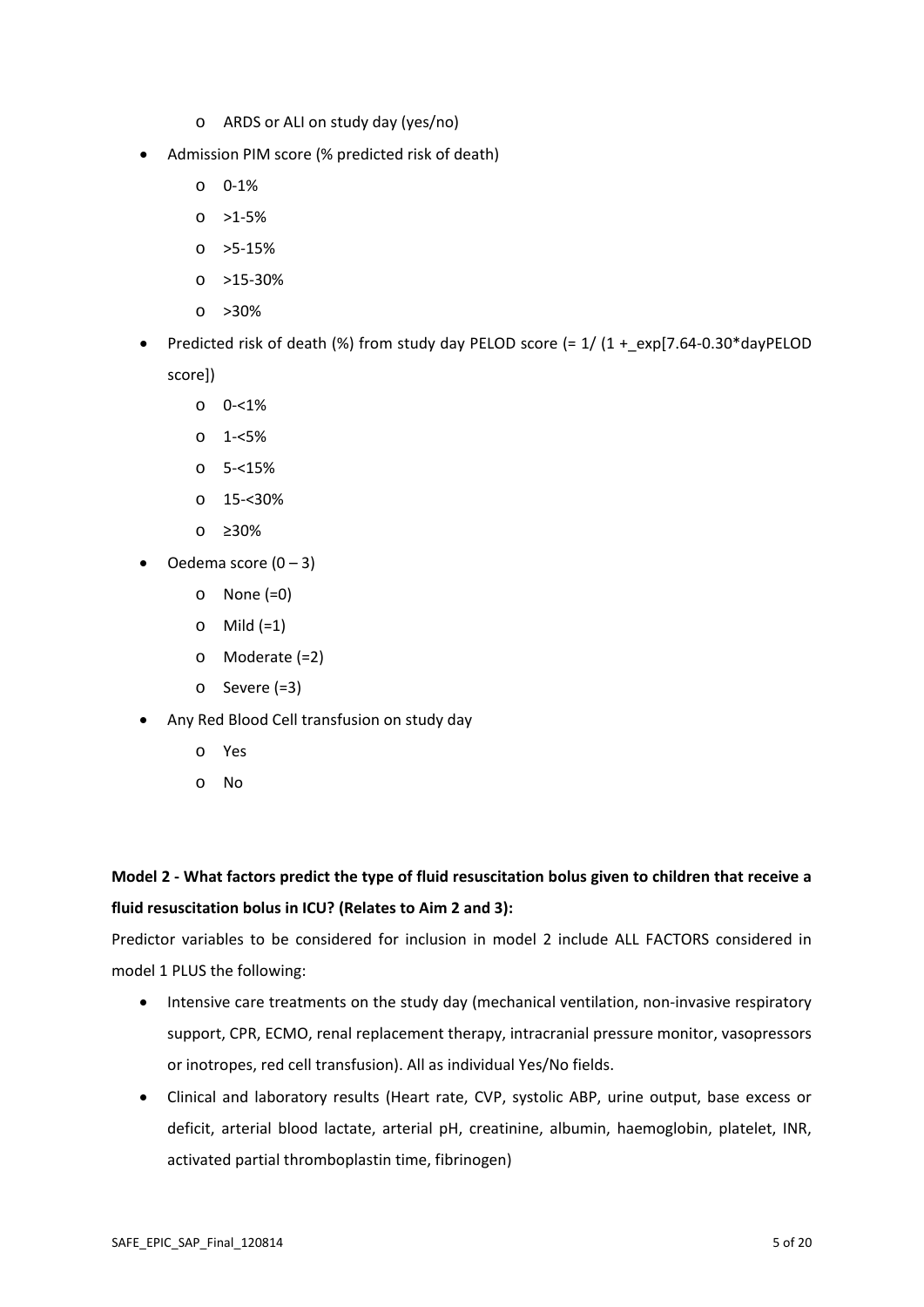- ARDS or ALI on study day (yes/no)
- Admission PIM score (% predicted risk of death)
    - 0-1%
    - >1-5%
    - >5-15%
    - >15-30%
    - >30%
- Predicted risk of death (%) from study day PELOD score (= 1/ (1 +_exp[7.64-0.30*dayPELOD score])
    - 0-<1%
    - 1-<5%
    - 5-<15%
    - 15-<30%
    - ≥30%
- Oedema score (0 – 3)
    - None (=0)
    - Mild (=1)
    - Moderate (=2)
    - Severe (=3)
- Any Red Blood Cell transfusion on study day
    - Yes
    - No

**Model 2 - What factors predict the type of fluid resuscitation bolus given to children that receive a fluid resuscitation bolus in ICU? (Relates to Aim 2 and 3):**

Predictor variables to be considered for inclusion in model 2 include ALL FACTORS considered in model 1 PLUS the following:

- Intensive care treatments on the study day (mechanical ventilation, non-invasive respiratory support, CPR, ECMO, renal replacement therapy, intracranial pressure monitor, vasopressors or inotropes, red cell transfusion). All as individual Yes/No fields.
- Clinical and laboratory results (Heart rate, CVP, systolic ABP, urine output, base excess or deficit, arterial blood lactate, arterial pH, creatinine, albumin, haemoglobin, platelet, INR, activated partial thromboplastin time, fibrinogen)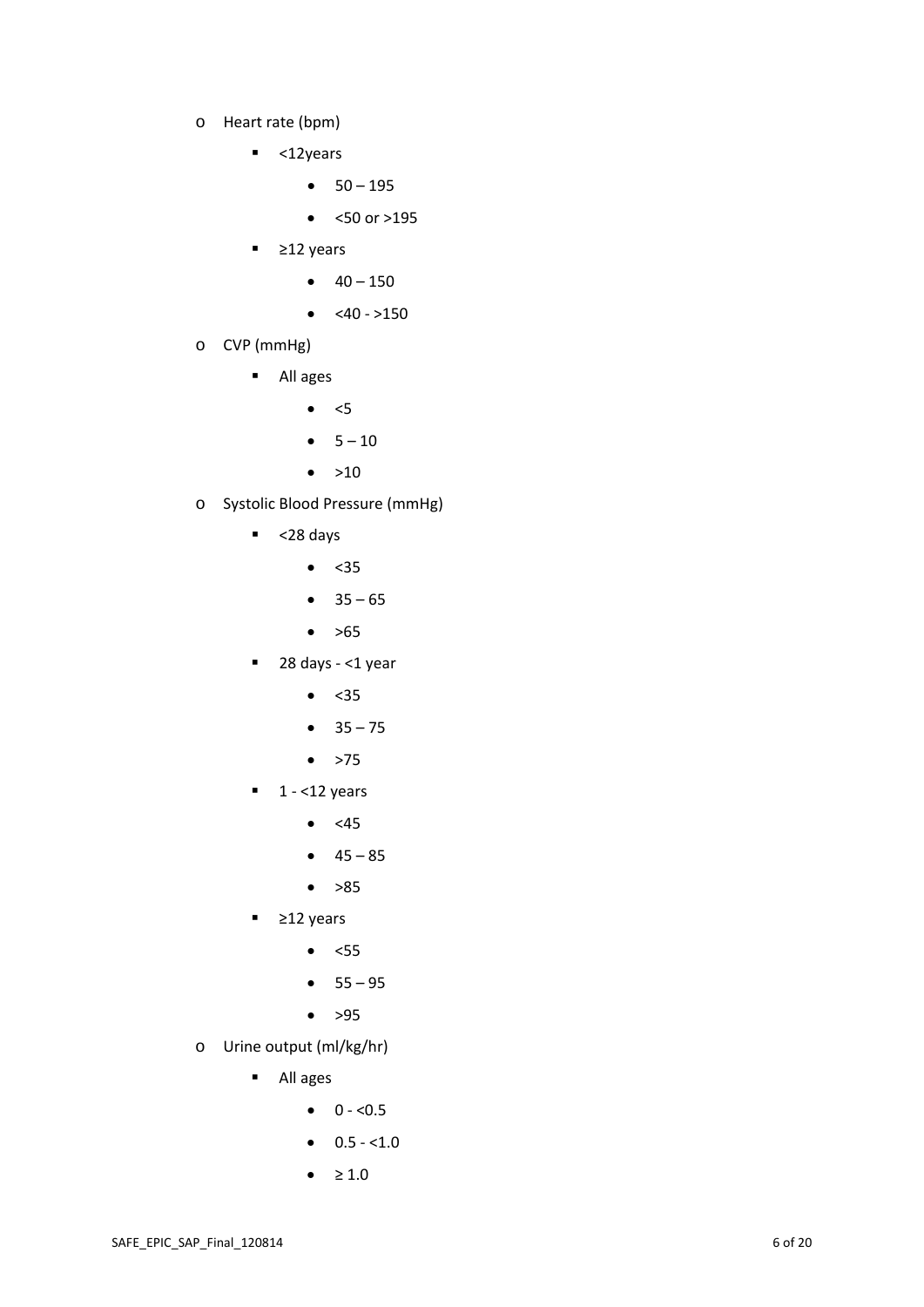- Heart rate (bpm)
    - <12years
        - 50 – 195
        - <50 or >195
    - ≥12 years
        - 40 – 150
        - <40 - >150
- CVP (mmHg)
    - All ages
        - <5
        - 5 – 10
        - >10
- Systolic Blood Pressure (mmHg)
    - <28 days
        - <35
        - 35 – 65
        - >65
    - 28 days - <1 year
        - <35
        - 35 – 75
        - >75
    - 1 - <12 years
        - <45
        - 45 – 85
        - >85
    - ≥12 years
        - <55
        - 55 – 95
        - >95
- Urine output (ml/kg/hr)
    - All ages
        - 0 - <0.5
        - 0.5 - <1.0
        - ≥ 1.0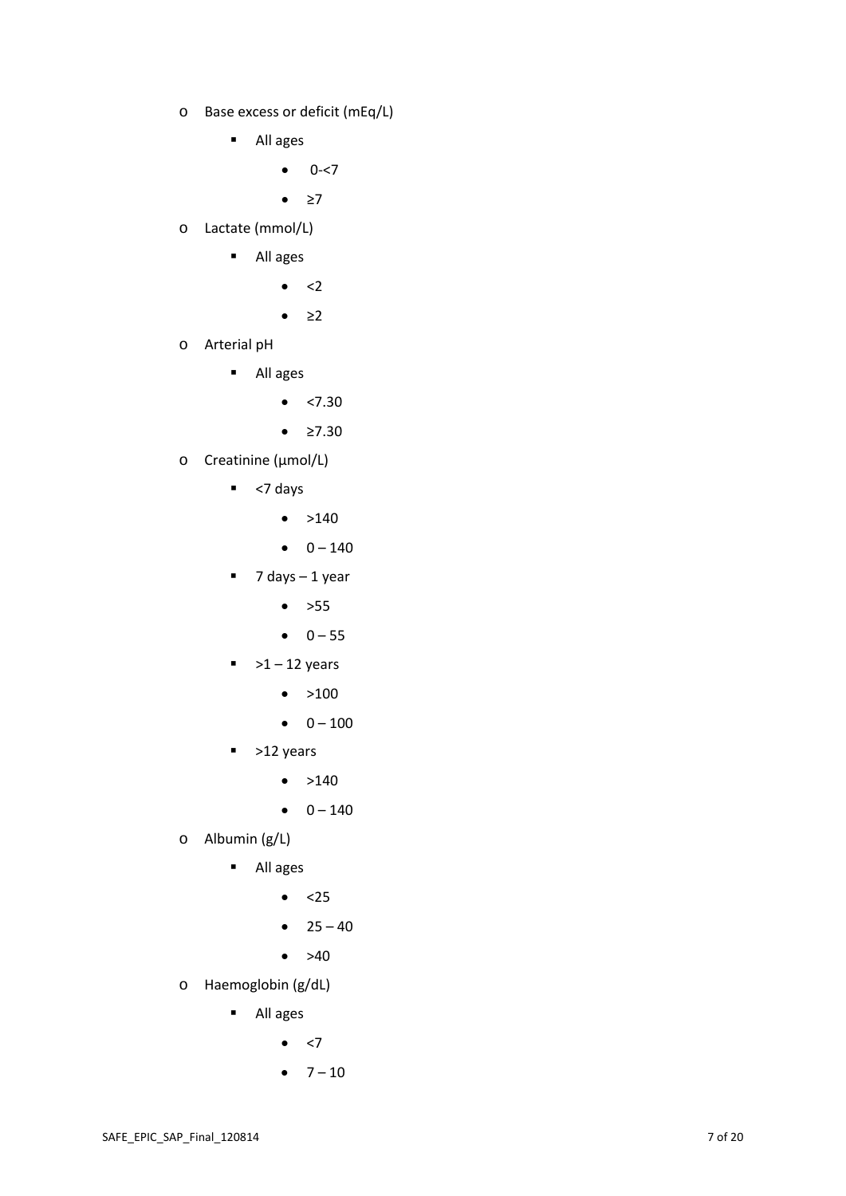- Base excess or deficit (mEq/L)
  - All ages
    - 0-<7
    - ≥7
- Lactate (mmol/L)
  - All ages
    - <2
    - ≥2
- Arterial pH
  - All ages
    - <7.30
    - ≥7.30
- Creatinine (μmol/L)
  - <7 days
    - >140
    - 0 – 140
  - 7 days – 1 year
    - >55
    - 0 – 55
  - >1 – 12 years
    - >100
    - 0 – 100
  - >12 years
    - >140
    - 0 – 140
- Albumin (g/L)
  - All ages
    - <25
    - 25 – 40
    - >40
- Haemoglobin (g/dL)
  - All ages
    - <7
    - 7 – 10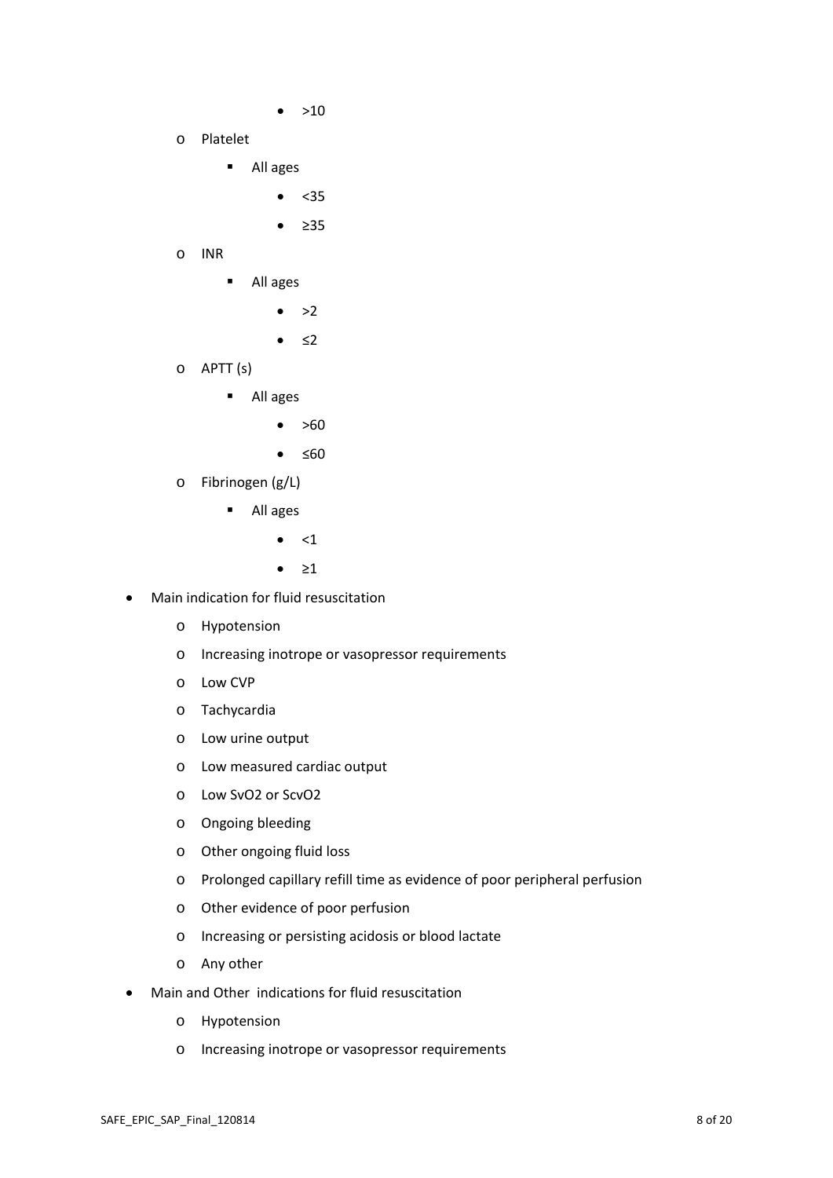- >10
    - Platelet
        - All ages
            - <35
            - ≥35
    - INR
        - All ages
            - >2
            - ≤2
    - APTT (s)
        - All ages
            - >60
            - ≤60
    - Fibrinogen (g/L)
        - All ages
            - <1
            - ≥1
- Main indication for fluid resuscitation
    - Hypotension
    - Increasing inotrope or vasopressor requirements
    - Low CVP
    - Tachycardia
    - Low urine output
    - Low measured cardiac output
    - Low SvO2 or ScvO2
    - Ongoing bleeding
    - Other ongoing fluid loss
    - Prolonged capillary refill time as evidence of poor peripheral perfusion
    - Other evidence of poor perfusion
    - Increasing or persisting acidosis or blood lactate
    - Any other
- Main and Other indications for fluid resuscitation
    - Hypotension
    - Increasing inotrope or vasopressor requirements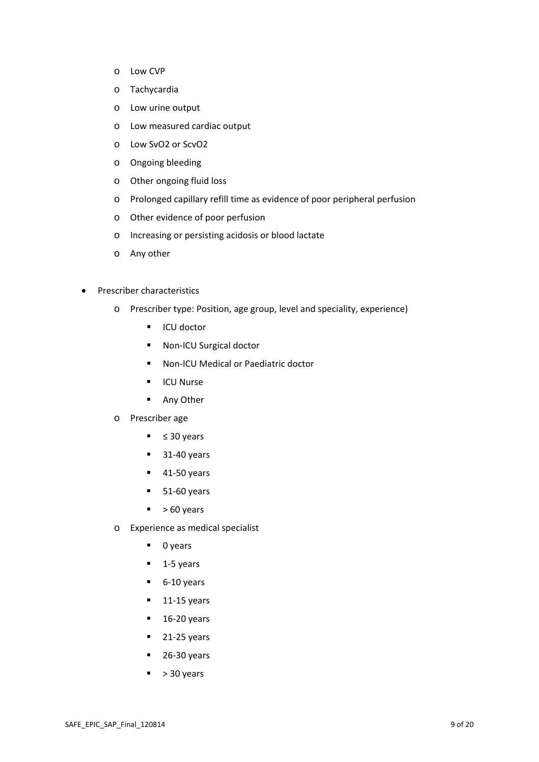- Low CVP
- Tachycardia
- Low urine output
- Low measured cardiac output
- Low SvO2 or ScvO2
- Ongoing bleeding
- Other ongoing fluid loss
- Prolonged capillary refill time as evidence of poor peripheral perfusion
- Other evidence of poor perfusion
- Increasing or persisting acidosis or blood lactate
- Any other

- Prescriber characteristics
  - Prescriber type: Position, age group, level and speciality, experience)
    - ICU doctor
    - Non-ICU Surgical doctor
    - Non-ICU Medical or Paediatric doctor
    - ICU Nurse
    - Any Other
  - Prescriber age
    - ≤ 30 years
    - 31-40 years
    - 41-50 years
    - 51-60 years
    - > 60 years
  - Experience as medical specialist
    - 0 years
    - 1-5 years
    - 6-10 years
    - 11-15 years
    - 16-20 years
    - 21-25 years
    - 26-30 years
    - > 30 years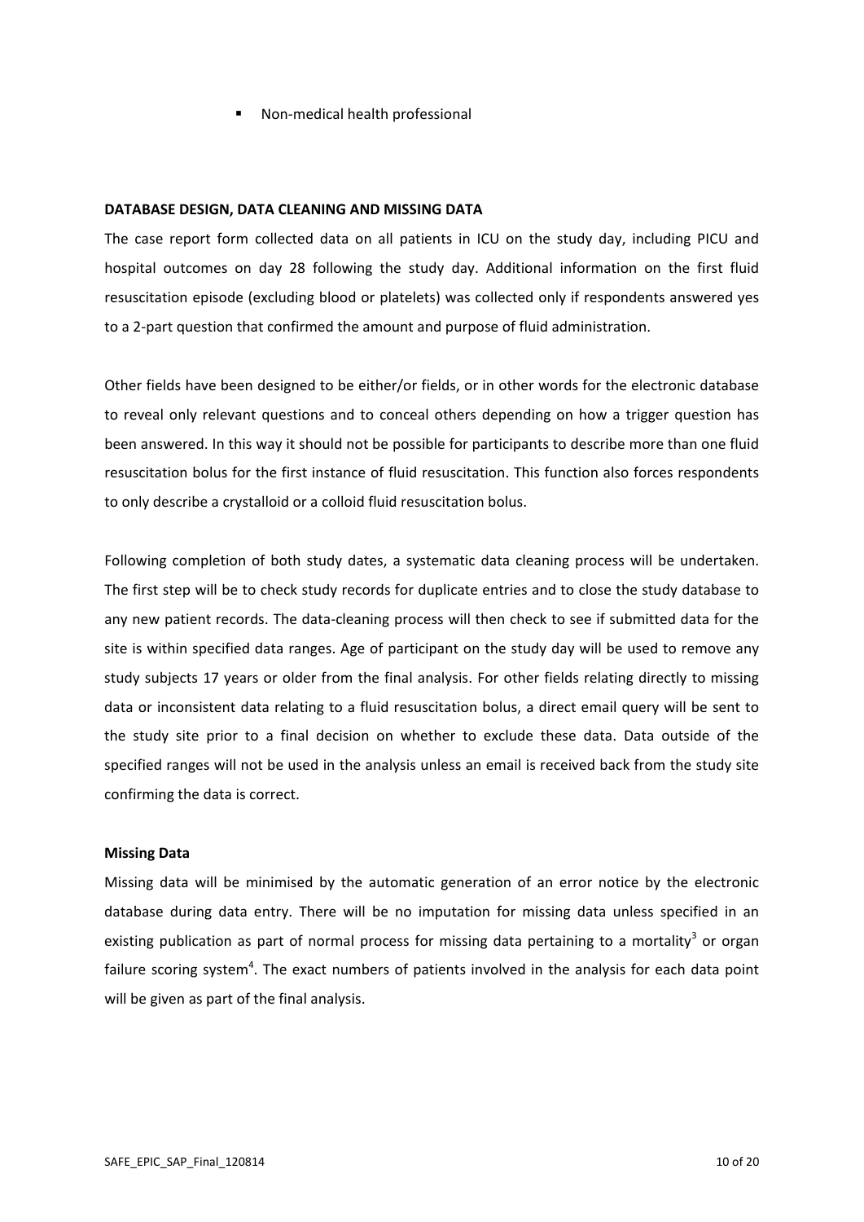- Non-medical health professional

## DATABASE DESIGN, DATA CLEANING AND MISSING DATA

The case report form collected data on all patients in ICU on the study day, including PICU and hospital outcomes on day 28 following the study day. Additional information on the first fluid resuscitation episode (excluding blood or platelets) was collected only if respondents answered yes to a 2-part question that confirmed the amount and purpose of fluid administration.

Other fields have been designed to be either/or fields, or in other words for the electronic database to reveal only relevant questions and to conceal others depending on how a trigger question has been answered. In this way it should not be possible for participants to describe more than one fluid resuscitation bolus for the first instance of fluid resuscitation. This function also forces respondents to only describe a crystalloid or a colloid fluid resuscitation bolus.

Following completion of both study dates, a systematic data cleaning process will be undertaken. The first step will be to check study records for duplicate entries and to close the study database to any new patient records. The data-cleaning process will then check to see if submitted data for the site is within specified data ranges. Age of participant on the study day will be used to remove any study subjects 17 years or older from the final analysis. For other fields relating directly to missing data or inconsistent data relating to a fluid resuscitation bolus, a direct email query will be sent to the study site prior to a final decision on whether to exclude these data. Data outside of the specified ranges will not be used in the analysis unless an email is received back from the study site confirming the data is correct.

### Missing Data

Missing data will be minimised by the automatic generation of an error notice by the electronic database during data entry. There will be no imputation for missing data unless specified in an existing publication as part of normal process for missing data pertaining to a mortality[3] or organ failure scoring system[4]. The exact numbers of patients involved in the analysis for each data point will be given as part of the final analysis.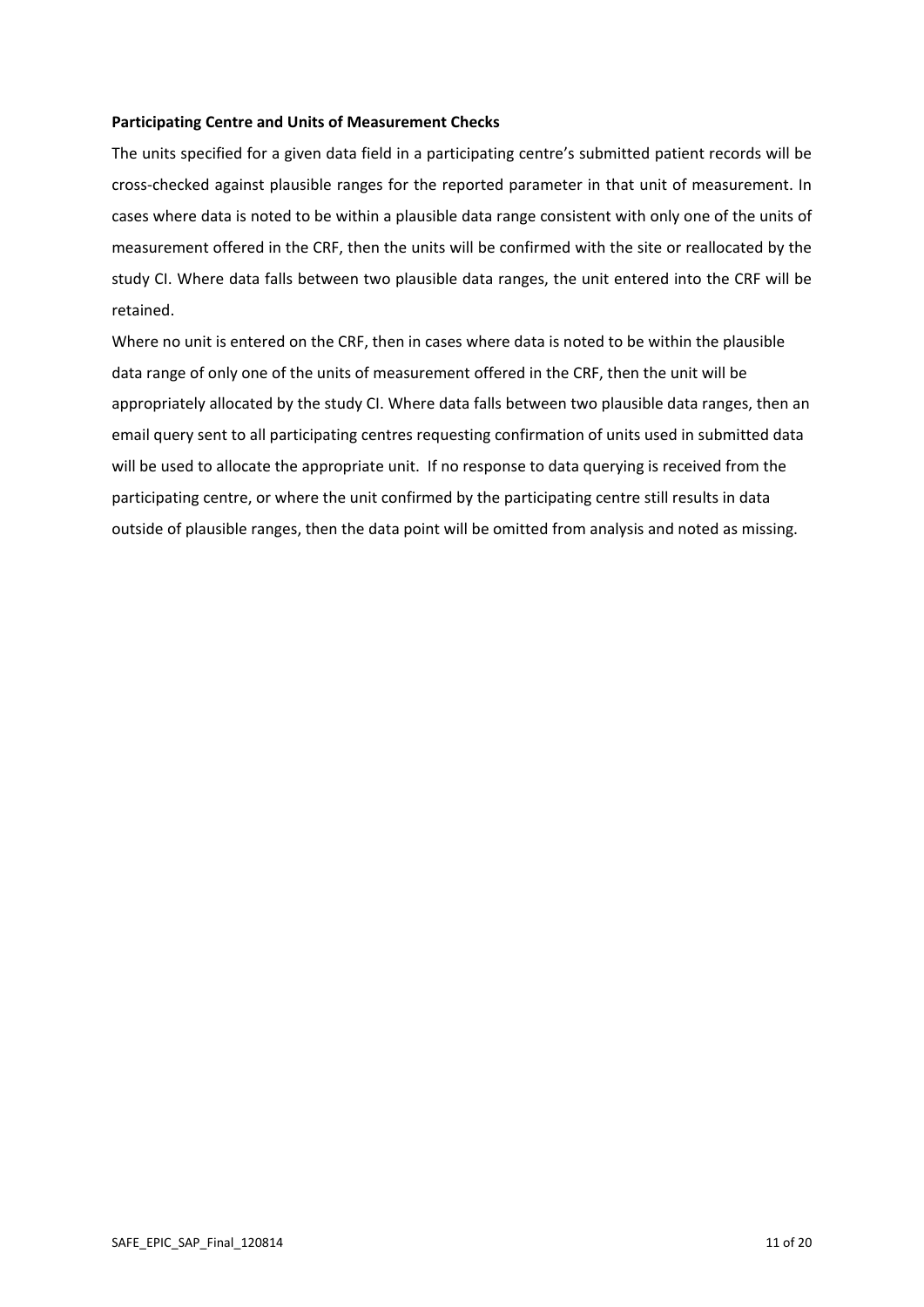**Participating Centre and Units of Measurement Checks**

The units specified for a given data field in a participating centre's submitted patient records will be cross-checked against plausible ranges for the reported parameter in that unit of measurement. In cases where data is noted to be within a plausible data range consistent with only one of the units of measurement offered in the CRF, then the units will be confirmed with the site or reallocated by the study CI. Where data falls between two plausible data ranges, the unit entered into the CRF will be retained.

Where no unit is entered on the CRF, then in cases where data is noted to be within the plausible data range of only one of the units of measurement offered in the CRF, then the unit will be appropriately allocated by the study CI. Where data falls between two plausible data ranges, then an email query sent to all participating centres requesting confirmation of units used in submitted data will be used to allocate the appropriate unit. If no response to data querying is received from the participating centre, or where the unit confirmed by the participating centre still results in data outside of plausible ranges, then the data point will be omitted from analysis and noted as missing.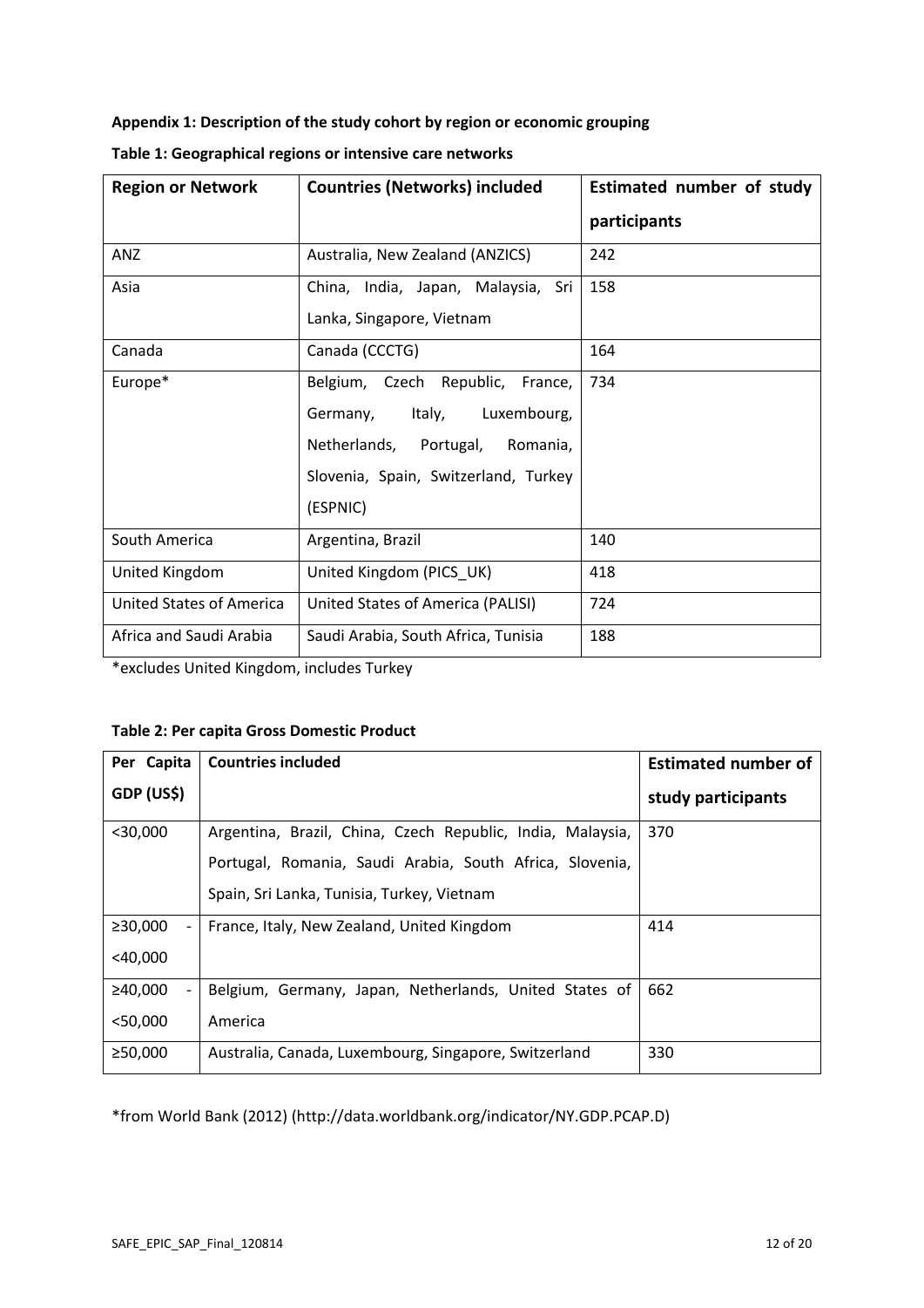**Appendix 1: Description of the study cohort by region or economic grouping**

**Table 1: Geographical regions or intensive care networks**

| Region or Network | Countries (Networks) included | Estimated number of study participants |
|---|---|---|
| ANZ | Australia, New Zealand (ANZICS) | 242 |
| Asia | China, India, Japan, Malaysia, Sri Lanka, Singapore, Vietnam | 158 |
| Canada | Canada (CCCTG) | 164 |
| Europe* | Belgium, Czech Republic, France, Germany, Italy, Luxembourg, Netherlands, Portugal, Romania, Slovenia, Spain, Switzerland, Turkey (ESPNIC) | 734 |
| South America | Argentina, Brazil | 140 |
| United Kingdom | United Kingdom (PICS_UK) | 418 |
| United States of America | United States of America (PALISI) | 724 |
| Africa and Saudi Arabia | Saudi Arabia, South Africa, Tunisia | 188 |

*excludes United Kingdom, includes Turkey

**Table 2: Per capita Gross Domestic Product**

| Per Capita GDP (US$) | Countries included | Estimated number of study participants |
|---|---|---|
| <30,000 | Argentina, Brazil, China, Czech Republic, India, Malaysia, Portugal, Romania, Saudi Arabia, South Africa, Slovenia, Spain, Sri Lanka, Tunisia, Turkey, Vietnam | 370 |
| ≥30,000 - <40,000 | France, Italy, New Zealand, United Kingdom | 414 |
| ≥40,000 - <50,000 | Belgium, Germany, Japan, Netherlands, United States of America | 662 |
| ≥50,000 | Australia, Canada, Luxembourg, Singapore, Switzerland | 330 |

*from World Bank (2012) (http://data.worldbank.org/indicator/NY.GDP.PCAP.D)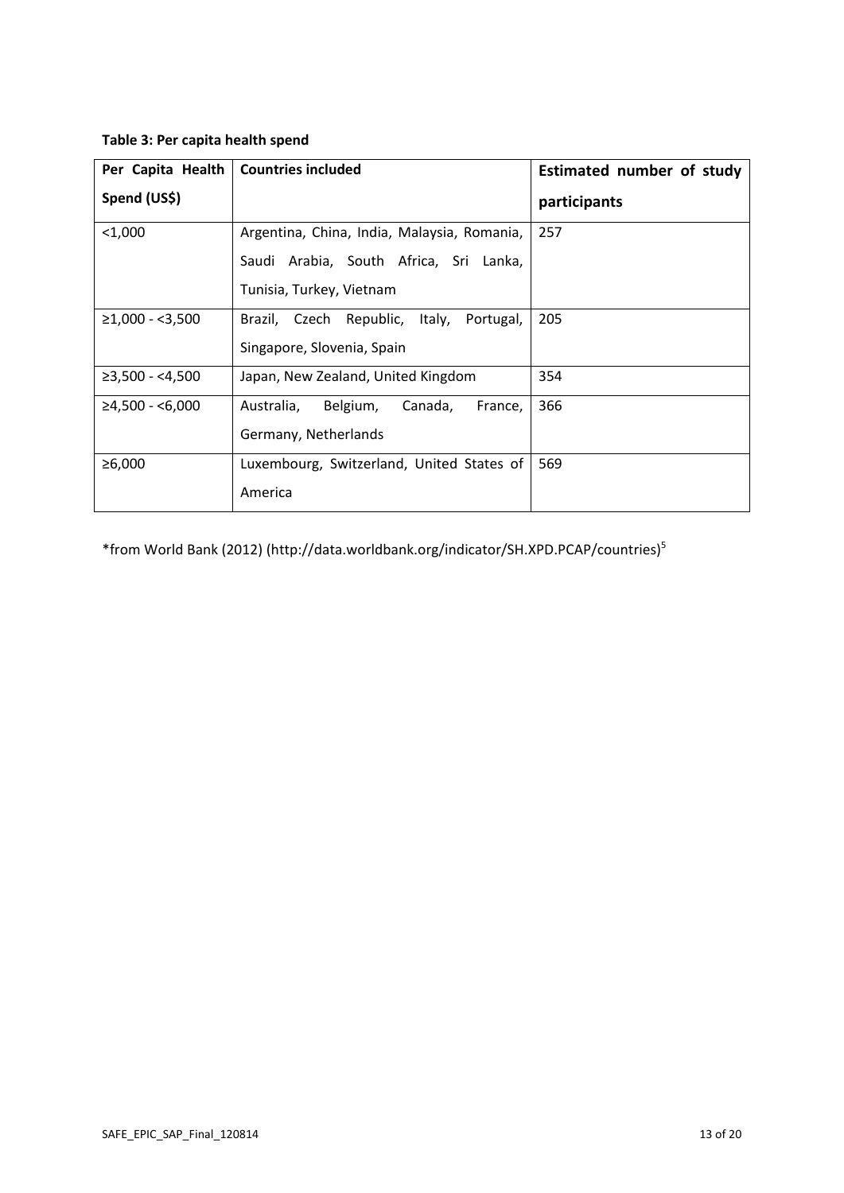**Table 3: Per capita health spend**

| Per Capita Health Spend (US$) | Countries included | Estimated number of study participants |
|---|---|---|
| <1,000 | Argentina, China, India, Malaysia, Romania, Saudi Arabia, South Africa, Sri Lanka, Tunisia, Turkey, Vietnam | 257 |
| ≥1,000 - <3,500 | Brazil, Czech Republic, Italy, Portugal, Singapore, Slovenia, Spain | 205 |
| ≥3,500 - <4,500 | Japan, New Zealand, United Kingdom | 354 |
| ≥4,500 - <6,000 | Australia, Belgium, Canada, France, Germany, Netherlands | 366 |
| ≥6,000 | Luxembourg, Switzerland, United States of America | 569 |

*from World Bank (2012) (http://data.worldbank.org/indicator/SH.XPD.PCAP/countries)[5]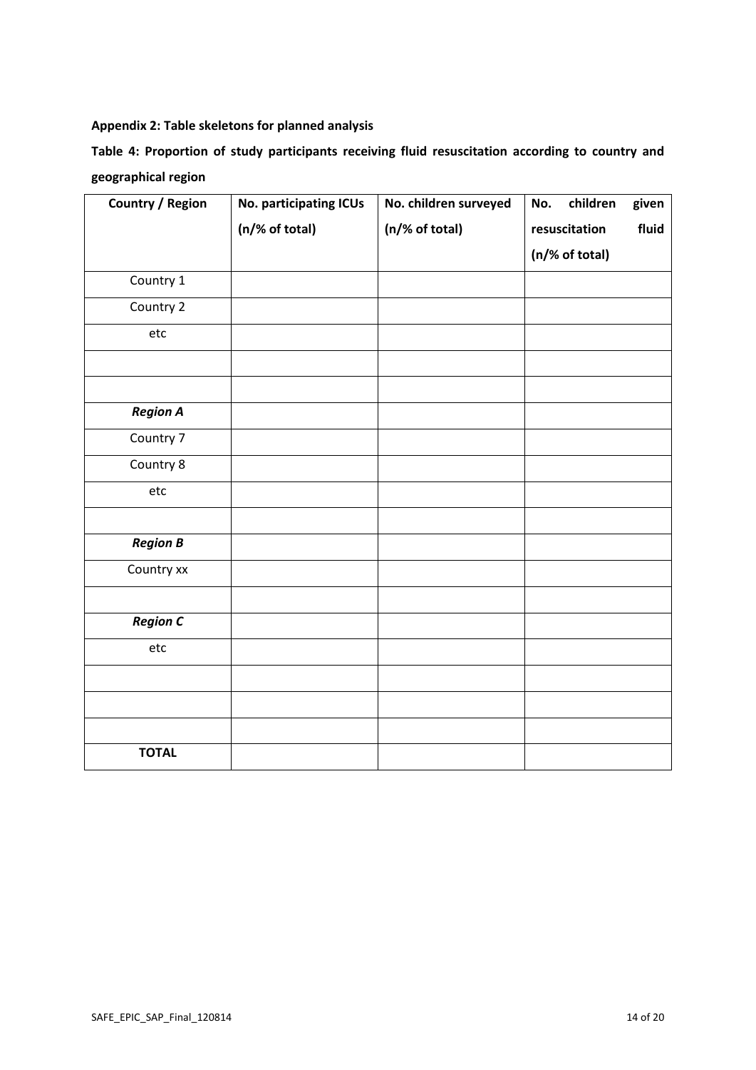**Appendix 2: Table skeletons for planned analysis**

**Table 4: Proportion of study participants receiving fluid resuscitation according to country and geographical region**

| Country / Region | No. participating ICUs (n/% of total) | No. children surveyed (n/% of total) | No. children given resuscitation fluid (n/% of total) |
|---|---|---|---|
| Country 1 | | | |
| Country 2 | | | |
| etc | | | |
| | | | |
| | | | |
| ***Region A*** | | | |
| Country 7 | | | |
| Country 8 | | | |
| etc | | | |
| | | | |
| ***Region B*** | | | |
| Country xx | | | |
| | | | |
| ***Region C*** | | | |
| etc | | | |
| | | | |
| | | | |
| | | | |
| **TOTAL** | | | |

SAFE_EPIC_SAP_Final_120814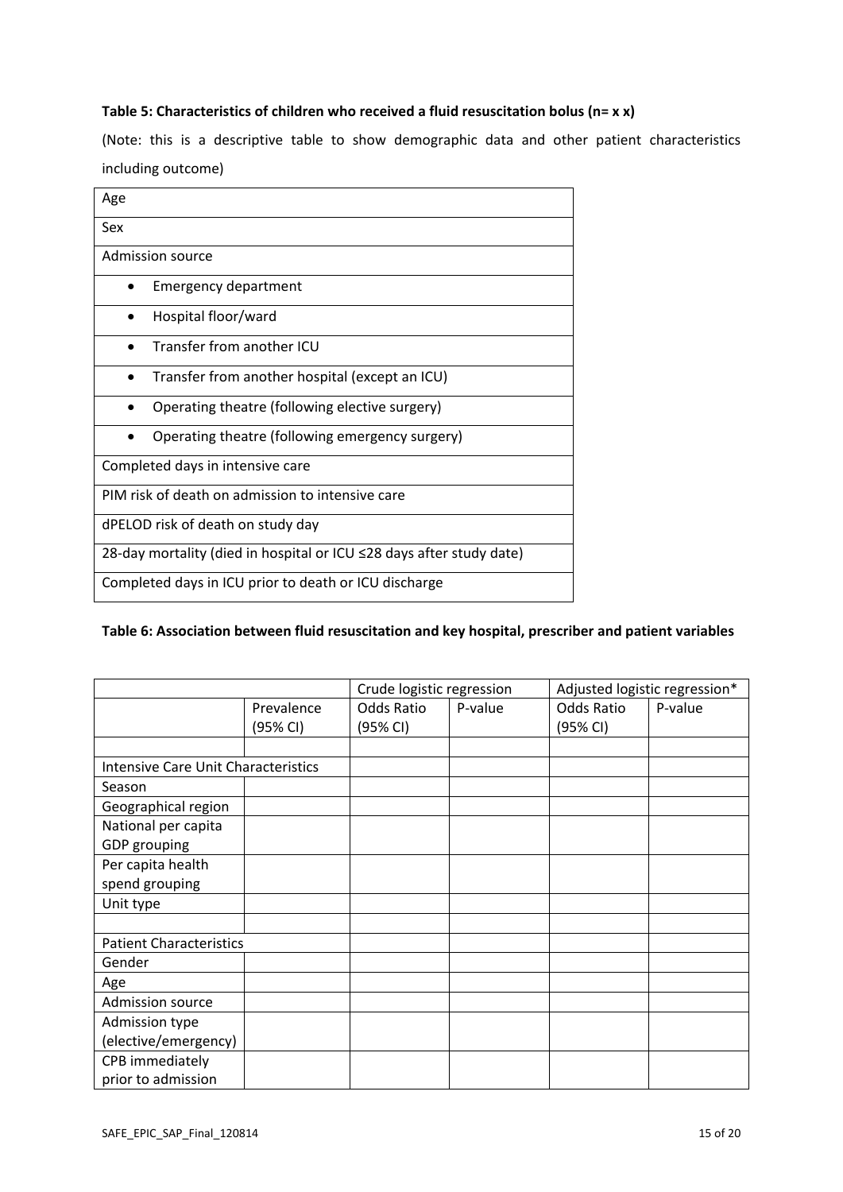**Table 5: Characteristics of children who received a fluid resuscitation bolus (n= x x)**

(Note: this is a descriptive table to show demographic data and other patient characteristics including outcome)

| |
|---|
| Age |
| Sex |
| Admission source |
| • Emergency department |
| • Hospital floor/ward |
| • Transfer from another ICU |
| • Transfer from another hospital (except an ICU) |
| • Operating theatre (following elective surgery) |
| • Operating theatre (following emergency surgery) |
| Completed days in intensive care |
| PIM risk of death on admission to intensive care |
| dPELOD risk of death on study day |
| 28-day mortality (died in hospital or ICU ≤28 days after study date) |
| Completed days in ICU prior to death or ICU discharge |

**Table 6: Association between fluid resuscitation and key hospital, prescriber and patient variables**

| | | Crude logistic regression | | Adjusted logistic regression* | |
|---|---|---|---|---|---|
| | Prevalence (95% CI) | Odds Ratio (95% CI) | P-value | Odds Ratio (95% CI) | P-value |
| | | | | | |
| Intensive Care Unit Characteristics | | | | | |
| Season | | | | | |
| Geographical region | | | | | |
| National per capita GDP grouping | | | | | |
| Per capita health spend grouping | | | | | |
| Unit type | | | | | |
| | | | | | |
| Patient Characteristics | | | | | |
| Gender | | | | | |
| Age | | | | | |
| Admission source | | | | | |
| Admission type (elective/emergency) | | | | | |
| CPB immediately prior to admission | | | | | |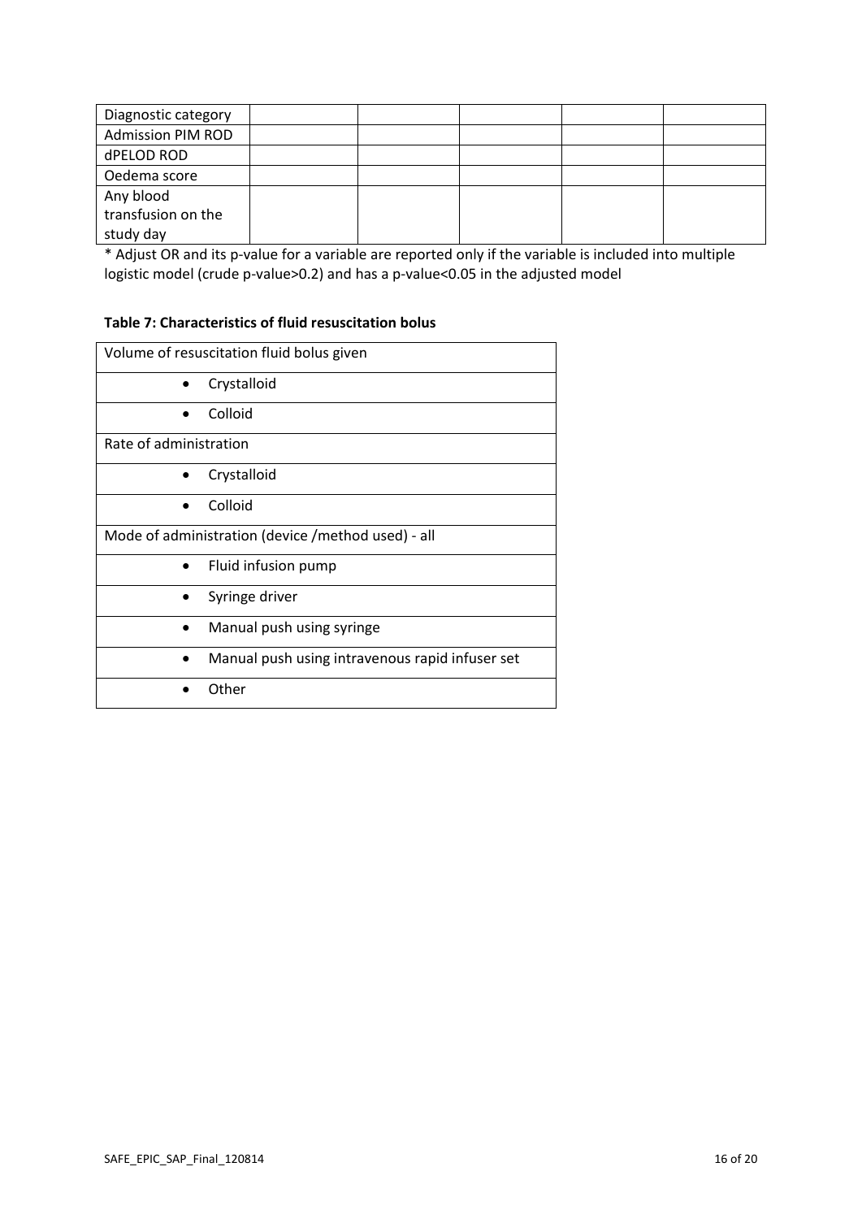| | | | | | |
|---|---|---|---|---|---|
| Diagnostic category | | | | | |
| Admission PIM ROD | | | | | |
| dPELOD ROD | | | | | |
| Oedema score | | | | | |
| Any blood transfusion on the study day | | | | | |

* Adjust OR and its p-value for a variable are reported only if the variable is included into multiple logistic model (crude p-value>0.2) and has a p-value<0.05 in the adjusted model

**Table 7: Characteristics of fluid resuscitation bolus**

| |
|---|
| Volume of resuscitation fluid bolus given |
| • Crystalloid |
| • Colloid |
| Rate of administration |
| • Crystalloid |
| • Colloid |
| Mode of administration (device /method used) - all |
| • Fluid infusion pump |
| • Syringe driver |
| • Manual push using syringe |
| • Manual push using intravenous rapid infuser set |
| • Other |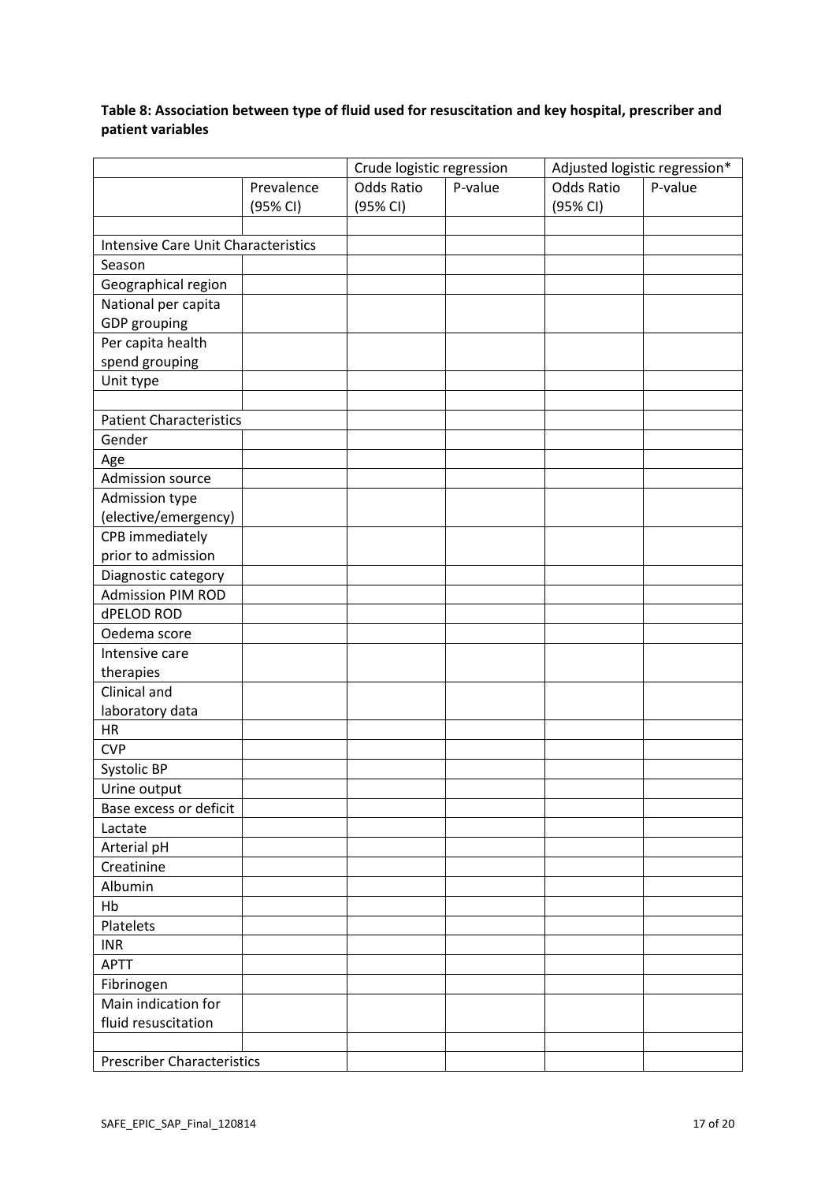**Table 8: Association between type of fluid used for resuscitation and key hospital, prescriber and patient variables**

| | | Crude logistic regression | | Adjusted logistic regression* | |
|---|---|---|---|---|---|
| | Prevalence (95% CI) | Odds Ratio (95% CI) | P-value | Odds Ratio (95% CI) | P-value |
| | | | | | |
| Intensive Care Unit Characteristics | | | | | |
| Season | | | | | |
| Geographical region | | | | | |
| National per capita GDP grouping | | | | | |
| Per capita health spend grouping | | | | | |
| Unit type | | | | | |
| | | | | | |
| Patient Characteristics | | | | | |
| Gender | | | | | |
| Age | | | | | |
| Admission source | | | | | |
| Admission type (elective/emergency) | | | | | |
| CPB immediately prior to admission | | | | | |
| Diagnostic category | | | | | |
| Admission PIM ROD | | | | | |
| dPELOD ROD | | | | | |
| Oedema score | | | | | |
| Intensive care therapies | | | | | |
| Clinical and laboratory data | | | | | |
| HR | | | | | |
| CVP | | | | | |
| Systolic BP | | | | | |
| Urine output | | | | | |
| Base excess or deficit | | | | | |
| Lactate | | | | | |
| Arterial pH | | | | | |
| Creatinine | | | | | |
| Albumin | | | | | |
| Hb | | | | | |
| Platelets | | | | | |
| INR | | | | | |
| APTT | | | | | |
| Fibrinogen | | | | | |
| Main indication for fluid resuscitation | | | | | |
| | | | | | |
| Prescriber Characteristics | | | | | |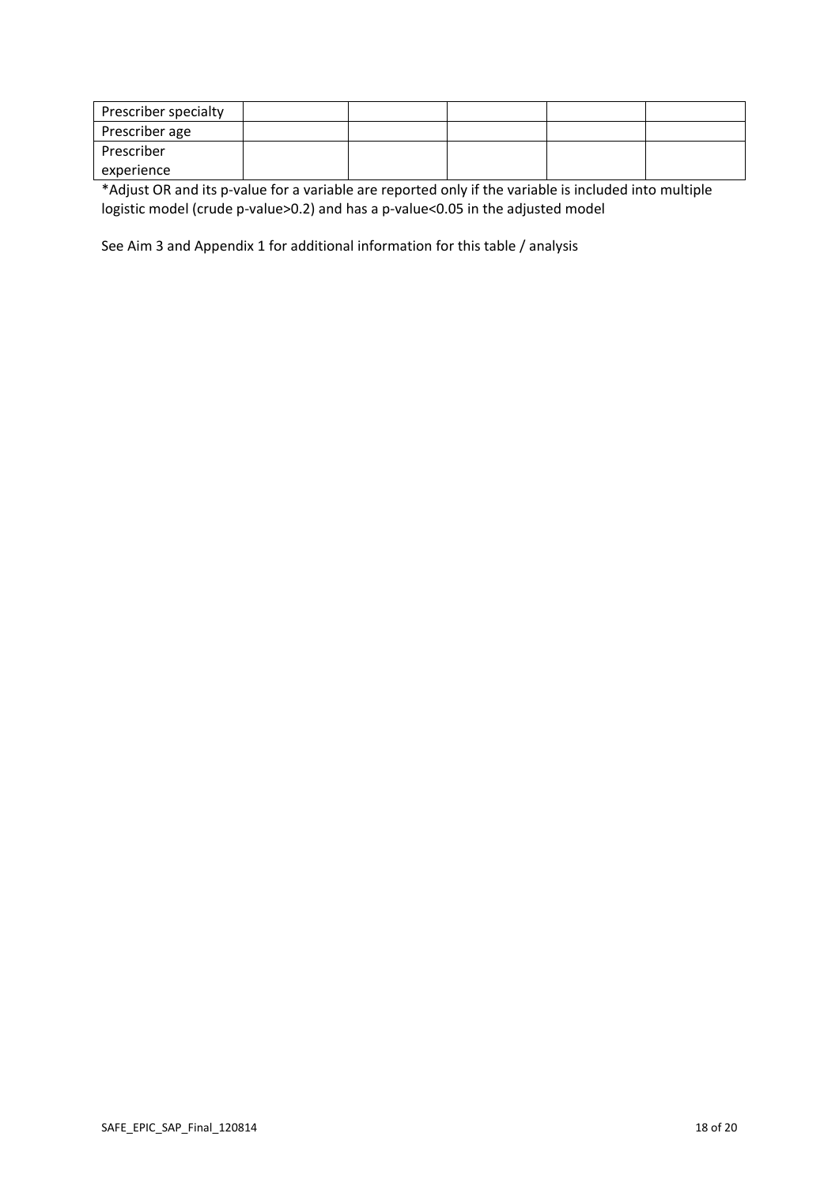| | | | | | |
|---|---|---|---|---|---|
| Prescriber specialty | | | | | |
| Prescriber age | | | | | |
| Prescriber experience | | | | | |

*Adjust OR and its p-value for a variable are reported only if the variable is included into multiple logistic model (crude p-value>0.2) and has a p-value<0.05 in the adjusted model

See Aim 3 and Appendix 1 for additional information for this table / analysis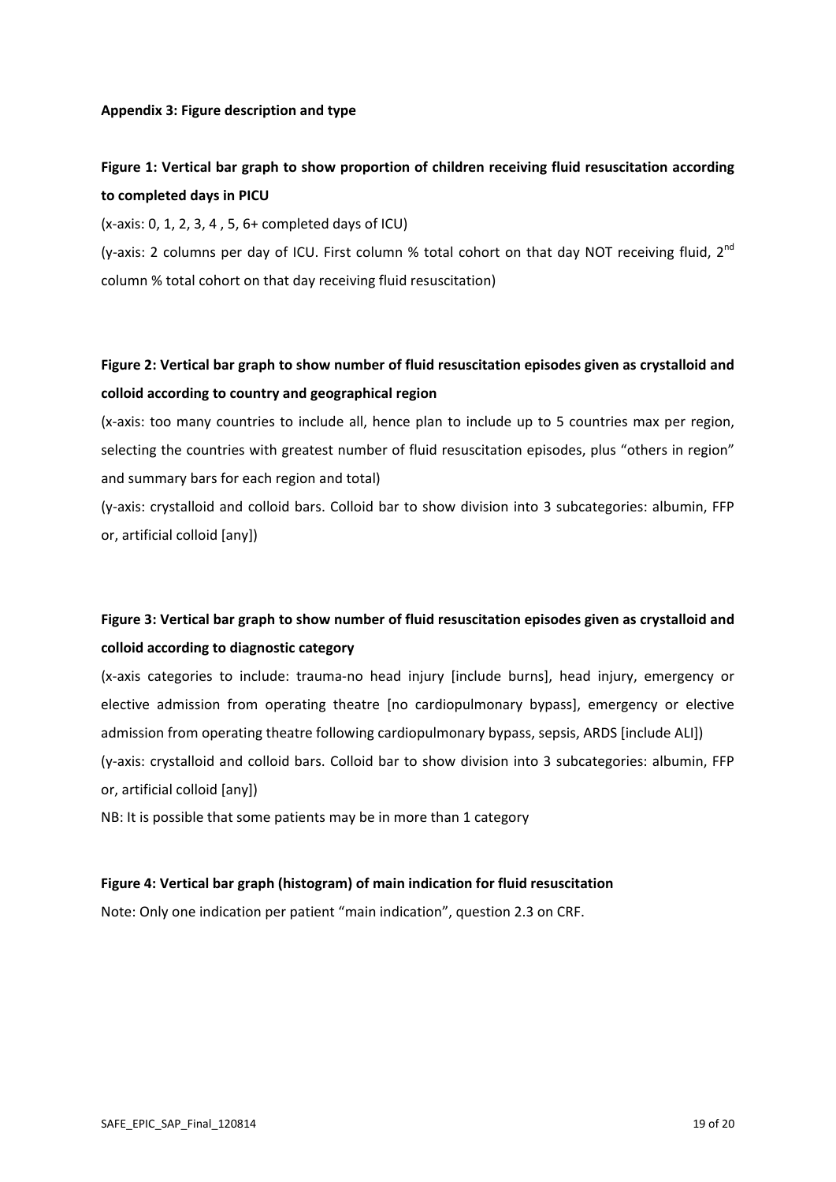**Appendix 3: Figure description and type**

**Figure 1: Vertical bar graph to show proportion of children receiving fluid resuscitation according to completed days in PICU**

(x-axis: 0, 1, 2, 3, 4 , 5, 6+ completed days of ICU)

(y-axis: 2 columns per day of ICU. First column % total cohort on that day NOT receiving fluid, 2nd column % total cohort on that day receiving fluid resuscitation)

**Figure 2: Vertical bar graph to show number of fluid resuscitation episodes given as crystalloid and colloid according to country and geographical region**

(x-axis: too many countries to include all, hence plan to include up to 5 countries max per region, selecting the countries with greatest number of fluid resuscitation episodes, plus "others in region" and summary bars for each region and total)

(y-axis: crystalloid and colloid bars. Colloid bar to show division into 3 subcategories: albumin, FFP or, artificial colloid [any])

**Figure 3: Vertical bar graph to show number of fluid resuscitation episodes given as crystalloid and colloid according to diagnostic category**

(x-axis categories to include: trauma-no head injury [include burns], head injury, emergency or elective admission from operating theatre [no cardiopulmonary bypass], emergency or elective admission from operating theatre following cardiopulmonary bypass, sepsis, ARDS [include ALI])

(y-axis: crystalloid and colloid bars. Colloid bar to show division into 3 subcategories: albumin, FFP or, artificial colloid [any])

NB: It is possible that some patients may be in more than 1 category

**Figure 4: Vertical bar graph (histogram) of main indication for fluid resuscitation**

Note: Only one indication per patient "main indication", question 2.3 on CRF.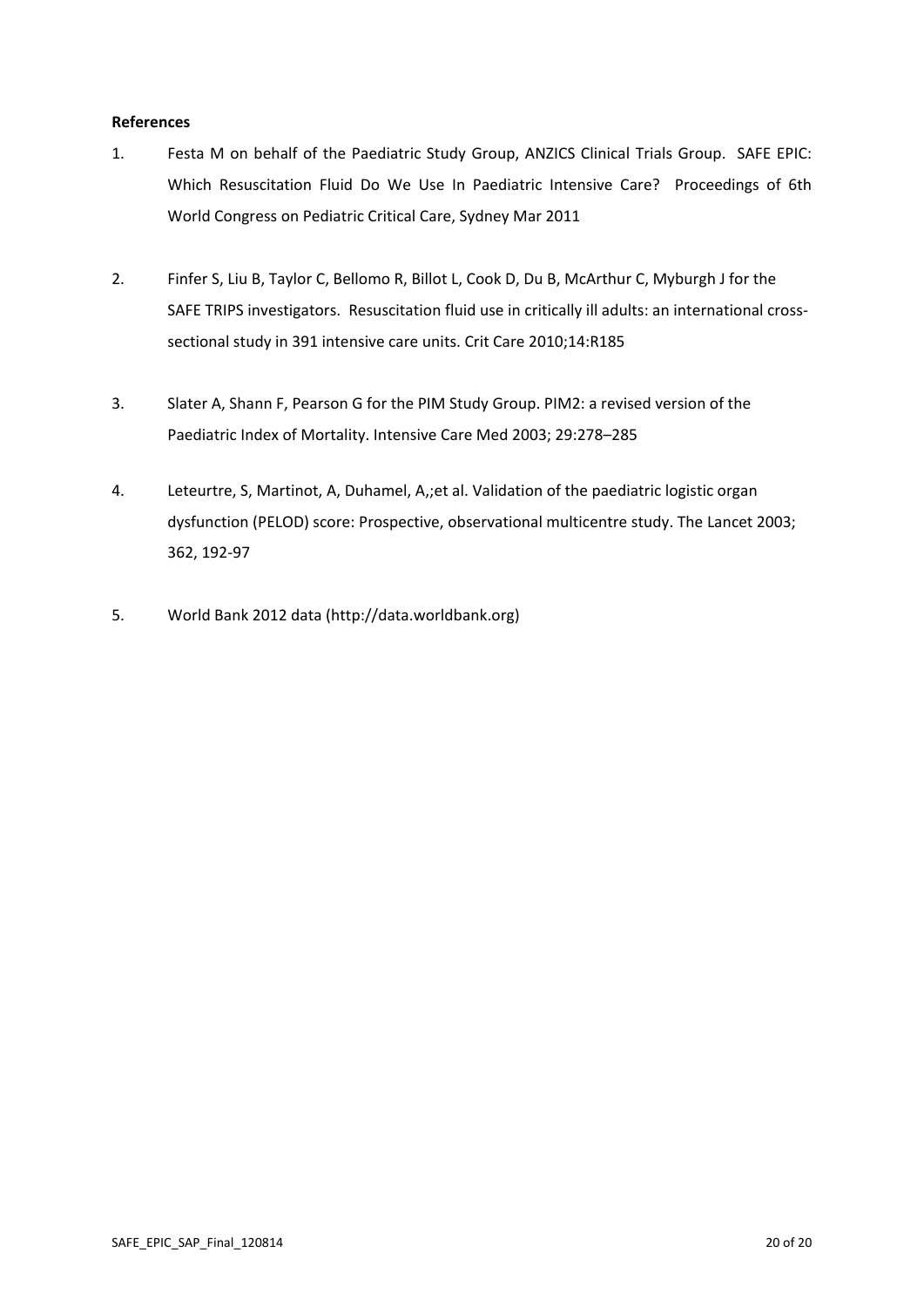**References**

1. Festa M on behalf of the Paediatric Study Group, ANZICS Clinical Trials Group. SAFE EPIC: Which Resuscitation Fluid Do We Use In Paediatric Intensive Care? Proceedings of 6th World Congress on Pediatric Critical Care, Sydney Mar 2011

2. Finfer S, Liu B, Taylor C, Bellomo R, Billot L, Cook D, Du B, McArthur C, Myburgh J for the SAFE TRIPS investigators. Resuscitation fluid use in critically ill adults: an international cross-sectional study in 391 intensive care units. Crit Care 2010;14:R185

3. Slater A, Shann F, Pearson G for the PIM Study Group. PIM2: a revised version of the Paediatric Index of Mortality. Intensive Care Med 2003; 29:278–285

4. Leteurtre, S, Martinot, A, Duhamel, A,;et al. Validation of the paediatric logistic organ dysfunction (PELOD) score: Prospective, observational multicentre study. The Lancet 2003; 362, 192-97

5. World Bank 2012 data (http://data.worldbank.org)